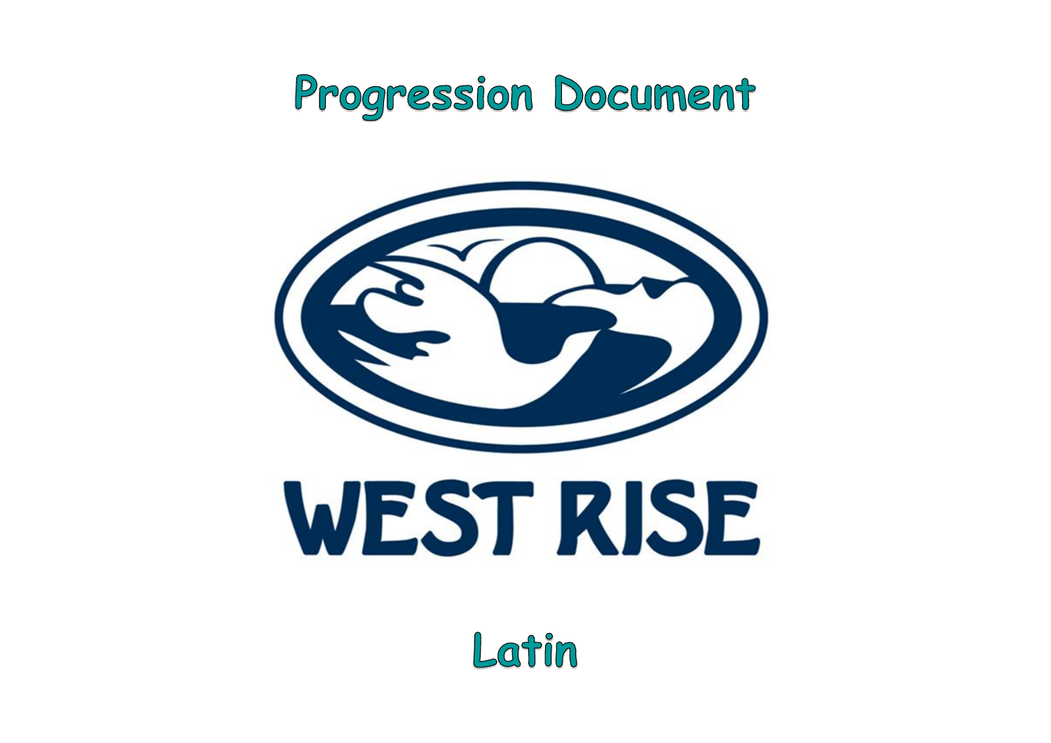# Progression Document

WEST RISE

## Latin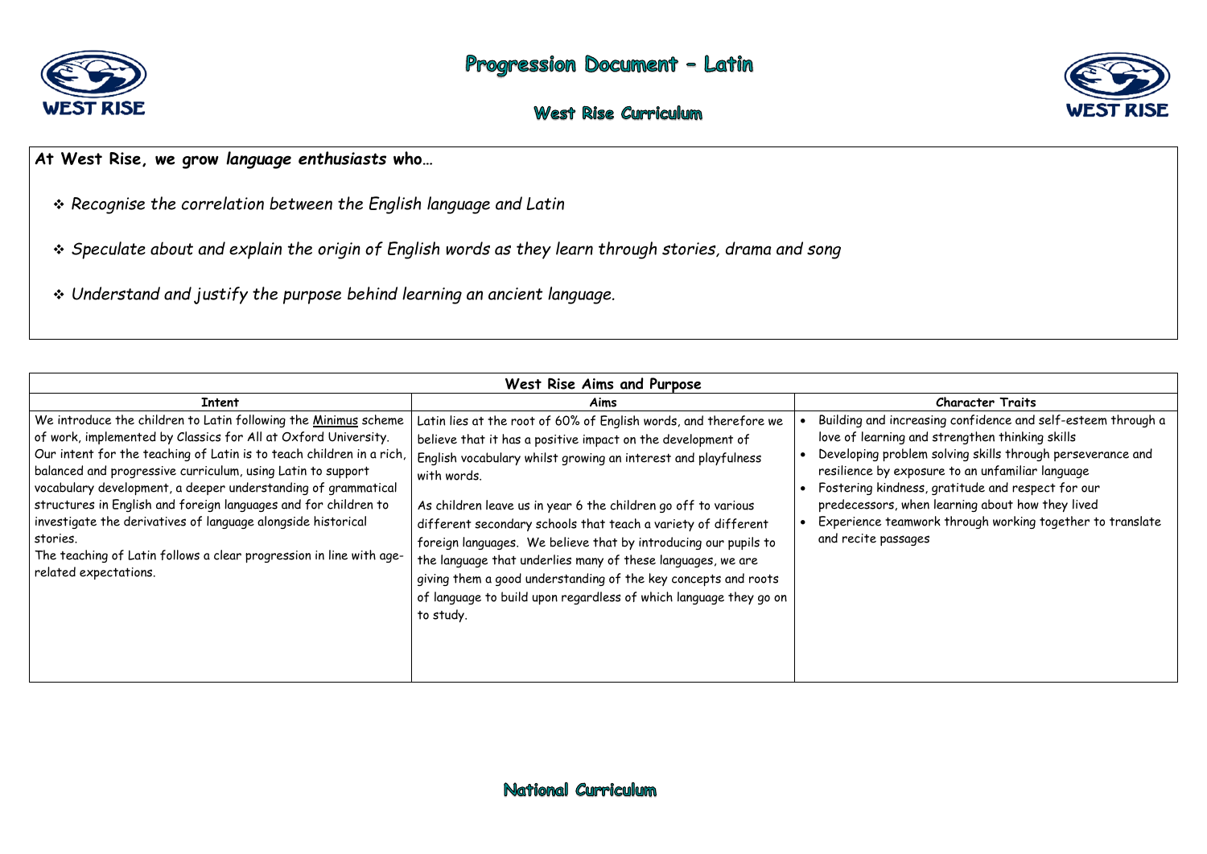# Progression Document – Latin

## West Rise Curriculum

**At West Rise, we grow *language enthusiasts* who…**

- *Recognise the correlation between the English language and Latin*
- *Speculate about and explain the origin of English words as they learn through stories, drama and song*
- *Understand and justify the purpose behind learning an ancient language.*

| **West Rise Aims and Purpose** | | |
|---|---|---|
| **Intent** | **Aims** | **Character Traits** |
| We introduce the children to Latin following the Minimus scheme of work, implemented by Classics for All at Oxford University. Our intent for the teaching of Latin is to teach children in a rich, balanced and progressive curriculum, using Latin to support vocabulary development, a deeper understanding of grammatical structures in English and foreign languages and for children to investigate the derivatives of language alongside historical stories.<br>The teaching of Latin follows a clear progression in line with age-related expectations. | Latin lies at the root of 60% of English words, and therefore we believe that it has a positive impact on the development of English vocabulary whilst growing an interest and playfulness with words.<br><br>As children leave us in year 6 the children go off to various different secondary schools that teach a variety of different foreign languages. We believe that by introducing our pupils to the language that underlies many of these languages, we are giving them a good understanding of the key concepts and roots of language to build upon regardless of which language they go on to study. | • Building and increasing confidence and self-esteem through a love of learning and strengthen thinking skills<br>• Developing problem solving skills through perseverance and resilience by exposure to an unfamiliar language<br>• Fostering kindness, gratitude and respect for our predecessors, when learning about how they lived<br>• Experience teamwork through working together to translate and recite passages |

## National Curriculum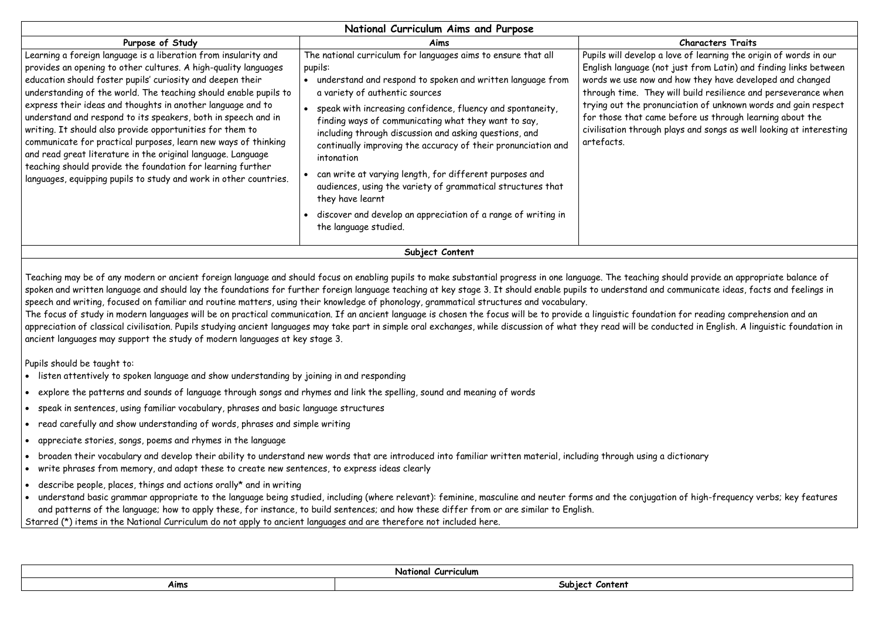| National Curriculum Aims and Purpose | | |
|---|---|---|
| **Purpose of Study** | **Aims** | **Characters Traits** |
| Learning a foreign language is a liberation from insularity and provides an opening to other cultures. A high-quality languages education should foster pupils' curiosity and deepen their understanding of the world. The teaching should enable pupils to express their ideas and thoughts in another language and to understand and respond to its speakers, both in speech and in writing. It should also provide opportunities for them to communicate for practical purposes, learn new ways of thinking and read great literature in the original language. Language teaching should provide the foundation for learning further languages, equipping pupils to study and work in other countries. | The national curriculum for languages aims to ensure that all pupils:<br>• understand and respond to spoken and written language from a variety of authentic sources<br>• speak with increasing confidence, fluency and spontaneity, finding ways of communicating what they want to say, including through discussion and asking questions, and continually improving the accuracy of their pronunciation and intonation<br>• can write at varying length, for different purposes and audiences, using the variety of grammatical structures that they have learnt<br>• discover and develop an appreciation of a range of writing in the language studied. | Pupils will develop a love of learning the origin of words in our English language (not just from Latin) and finding links between words we use now and how they have developed and changed through time. They will build resilience and perseverance when trying out the pronunciation of unknown words and gain respect for those that came before us through learning about the civilisation through plays and songs as well looking at interesting artefacts. |

**Subject Content**

Teaching may be of any modern or ancient foreign language and should focus on enabling pupils to make substantial progress in one language. The teaching should provide an appropriate balance of spoken and written language and should lay the foundations for further foreign language teaching at key stage 3. It should enable pupils to understand and communicate ideas, facts and feelings in speech and writing, focused on familiar and routine matters, using their knowledge of phonology, grammatical structures and vocabulary.
The focus of study in modern languages will be on practical communication. If an ancient language is chosen the focus will be to provide a linguistic foundation for reading comprehension and an appreciation of classical civilisation. Pupils studying ancient languages may take part in simple oral exchanges, while discussion of what they read will be conducted in English. A linguistic foundation in ancient languages may support the study of modern languages at key stage 3.

Pupils should be taught to:

- listen attentively to spoken language and show understanding by joining in and responding
- explore the patterns and sounds of language through songs and rhymes and link the spelling, sound and meaning of words
- speak in sentences, using familiar vocabulary, phrases and basic language structures
- read carefully and show understanding of words, phrases and simple writing
- appreciate stories, songs, poems and rhymes in the language
- broaden their vocabulary and develop their ability to understand new words that are introduced into familiar written material, including through using a dictionary
- write phrases from memory, and adapt these to create new sentences, to express ideas clearly
- describe people, places, things and actions orally* and in writing
- understand basic grammar appropriate to the language being studied, including (where relevant): feminine, masculine and neuter forms and the conjugation of high-frequency verbs; key features and patterns of the language; how to apply these, for instance, to build sentences; and how these differ from or are similar to English.

Starred (*) items in the National Curriculum do not apply to ancient languages and are therefore not included here.

| National Curriculum | |
|---|---|
| **Aims** | **Subject Content** |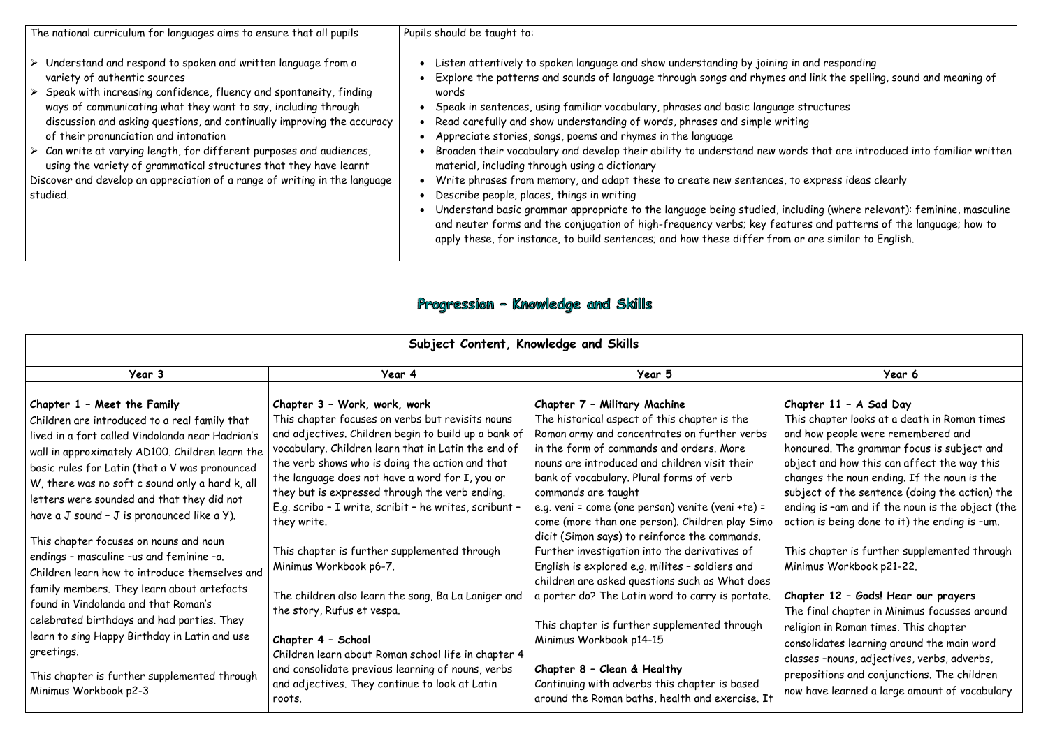| The national curriculum for languages aims to ensure that all pupils | Pupils should be taught to: |
|---|---|
| ➢ Understand and respond to spoken and written language from a variety of authentic sources<br>➢ Speak with increasing confidence, fluency and spontaneity, finding ways of communicating what they want to say, including through discussion and asking questions, and continually improving the accuracy of their pronunciation and intonation<br>➢ Can write at varying length, for different purposes and audiences, using the variety of grammatical structures that they have learnt<br>Discover and develop an appreciation of a range of writing in the language studied. | • Listen attentively to spoken language and show understanding by joining in and responding<br>• Explore the patterns and sounds of language through songs and rhymes and link the spelling, sound and meaning of words<br>• Speak in sentences, using familiar vocabulary, phrases and basic language structures<br>• Read carefully and show understanding of words, phrases and simple writing<br>• Appreciate stories, songs, poems and rhymes in the language<br>• Broaden their vocabulary and develop their ability to understand new words that are introduced into familiar written material, including through using a dictionary<br>• Write phrases from memory, and adapt these to create new sentences, to express ideas clearly<br>• Describe people, places, things in writing<br>• Understand basic grammar appropriate to the language being studied, including (where relevant): feminine, masculine and neuter forms and the conjugation of high-frequency verbs; key features and patterns of the language; how to apply these, for instance, to build sentences; and how these differ from or are similar to English. |

## Progression – Knowledge and Skills

**Subject Content, Knowledge and Skills**

| Year 3 | Year 4 | Year 5 | Year 6 |
|---|---|---|---|
| **Chapter 1 – Meet the Family**<br>Children are introduced to a real family that lived in a fort called Vindolanda near Hadrian's wall in approximately AD100. Children learn the basic rules for Latin (that a V was pronounced W, there was no soft c sound only a hard k, all letters were sounded and that they did not have a J sound – J is pronounced like a Y).<br><br>This chapter focuses on nouns and noun endings – masculine –us and feminine –a. Children learn how to introduce themselves and family members. They learn about artefacts found in Vindolanda and that Roman's celebrated birthdays and had parties. They learn to sing Happy Birthday in Latin and use greetings.<br><br>This chapter is further supplemented through Minimus Workbook p2-3 | **Chapter 3 – Work, work, work**<br>This chapter focuses on verbs but revisits nouns and adjectives. Children begin to build up a bank of vocabulary. Children learn that in Latin the end of the verb shows who is doing the action and that the language does not have a word for I, you or they but is expressed through the verb ending. E.g. scribo – I write, scribit – he writes, scribunt – they write.<br><br>This chapter is further supplemented through Minimus Workbook p6-7.<br><br>The children also learn the song, Ba La Laniger and the story, Rufus et vespa.<br><br>**Chapter 4 – School**<br>Children learn about Roman school life in chapter 4 and consolidate previous learning of nouns, verbs and adjectives. They continue to look at Latin roots. | **Chapter 7 – Military Machine**<br>The historical aspect of this chapter is the Roman army and concentrates on further verbs in the form of commands and orders. More nouns are introduced and children visit their bank of vocabulary. Plural forms of verb commands are taught<br>e.g. veni = come (one person) venite (veni +te) = come (more than one person). Children play Simo dicit (Simon says) to reinforce the commands. Further investigation into the derivatives of English is explored e.g. milites – soldiers and children are asked questions such as What does a porter do? The Latin word to carry is portate.<br><br>This chapter is further supplemented through Minimus Workbook p14-15<br><br>**Chapter 8 – Clean & Healthy**<br>Continuing with adverbs this chapter is based around the Roman baths, health and exercise. It | **Chapter 11 – A Sad Day**<br>This chapter looks at a death in Roman times and how people were remembered and honoured. The grammar focus is subject and object and how this can affect the way this changes the noun ending. If the noun is the subject of the sentence (doing the action) the ending is –am and if the noun is the object (the action is being done to it) the ending is –um.<br><br>This chapter is further supplemented through Minimus Workbook p21-22.<br><br>**Chapter 12 – Gods! Hear our prayers**<br>The final chapter in Minimus focusses around religion in Roman times. This chapter consolidates learning around the main word classes –nouns, adjectives, verbs, adverbs, prepositions and conjunctions. The children now have learned a large amount of vocabulary |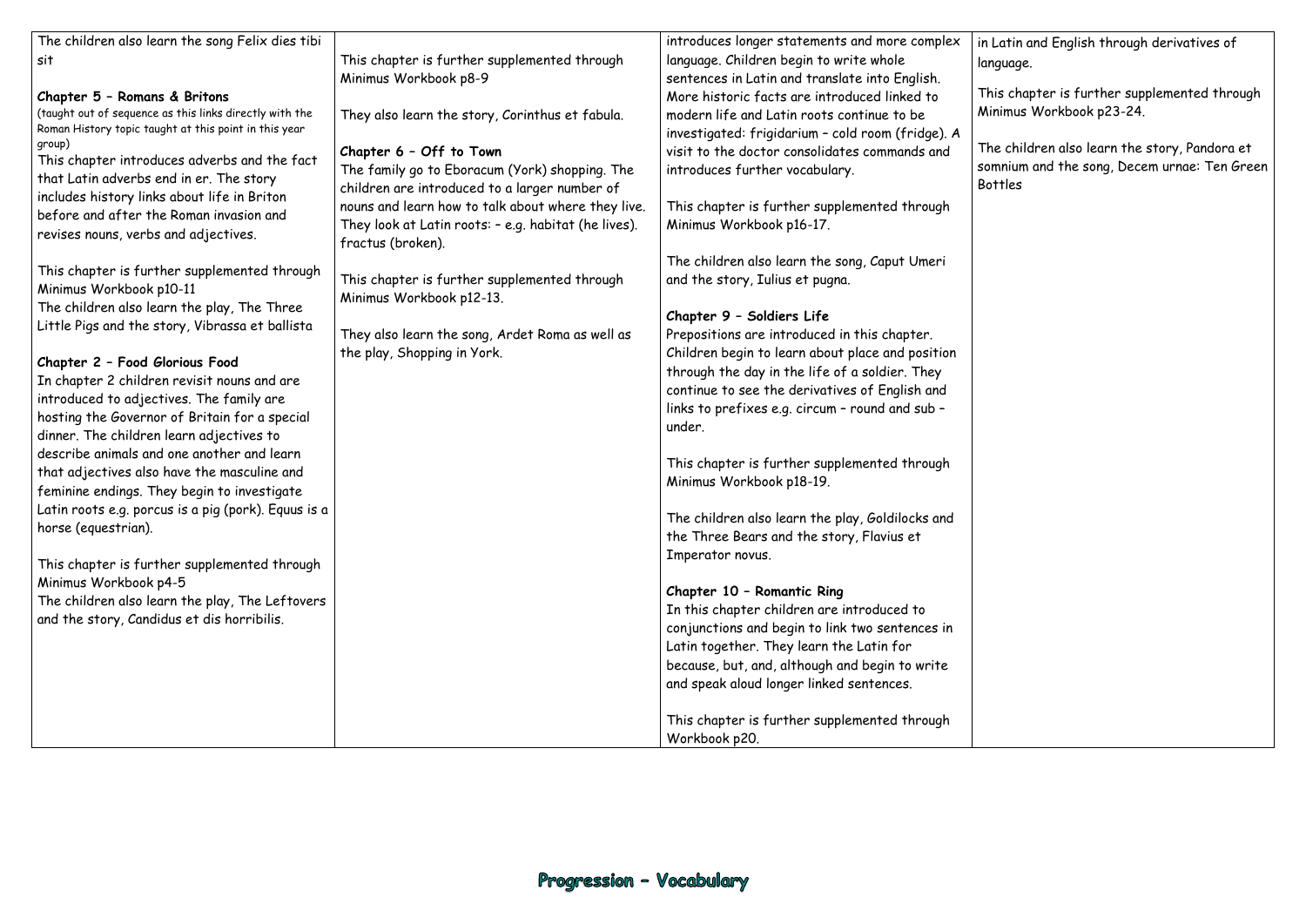| | | | |
|---|---|---|---|
| The children also learn the song Felix dies tibi sit<br><br>**Chapter 5 – Romans & Britons**<br>(taught out of sequence as this links directly with the Roman History topic taught at this point in this year group)<br>This chapter introduces adverbs and the fact that Latin adverbs end in er. The story includes history links about life in Briton before and after the Roman invasion and revises nouns, verbs and adjectives.<br><br>This chapter is further supplemented through Minimus Workbook p10-11<br>The children also learn the play, The Three Little Pigs and the story, Vibrassa et ballista<br><br>**Chapter 2 – Food Glorious Food**<br>In chapter 2 children revisit nouns and are introduced to adjectives. The family are hosting the Governor of Britain for a special dinner. The children learn adjectives to describe animals and one another and learn that adjectives also have the masculine and feminine endings. They begin to investigate Latin roots e.g. porcus is a pig (pork). Equus is a horse (equestrian).<br><br>This chapter is further supplemented through Minimus Workbook p4-5<br>The children also learn the play, The Leftovers and the story, Candidus et dis horribilis. | This chapter is further supplemented through Minimus Workbook p8-9<br><br>They also learn the story, Corinthus et fabula.<br><br>**Chapter 6 – Off to Town**<br>The family go to Eboracum (York) shopping. The children are introduced to a larger number of nouns and learn how to talk about where they live. They look at Latin roots: – e.g. habitat (he lives). fractus (broken).<br><br>This chapter is further supplemented through Minimus Workbook p12-13.<br><br>They also learn the song, Ardet Roma as well as the play, Shopping in York. | introduces longer statements and more complex language. Children begin to write whole sentences in Latin and translate into English. More historic facts are introduced linked to modern life and Latin roots continue to be investigated: frigidarium – cold room (fridge). A visit to the doctor consolidates commands and introduces further vocabulary.<br><br>This chapter is further supplemented through Minimus Workbook p16-17.<br><br>The children also learn the song, Caput Umeri and the story, Iulius et pugna.<br><br>**Chapter 9 – Soldiers Life**<br>Prepositions are introduced in this chapter. Children begin to learn about place and position through the day in the life of a soldier. They continue to see the derivatives of English and links to prefixes e.g. circum – round and sub – under.<br><br>This chapter is further supplemented through Minimus Workbook p18-19.<br><br>The children also learn the play, Goldilocks and the Three Bears and the story, Flavius et Imperator novus.<br><br>**Chapter 10 – Romantic Ring**<br>In this chapter children are introduced to conjunctions and begin to link two sentences in Latin together. They learn the Latin for because, but, and, although and begin to write and speak aloud longer linked sentences.<br><br>This chapter is further supplemented through Workbook p20. | in Latin and English through derivatives of language.<br><br>This chapter is further supplemented through Minimus Workbook p23-24.<br><br>The children also learn the story, Pandora et somnium and the song, Decem urnae: Ten Green Bottles |

## Progression – Vocabulary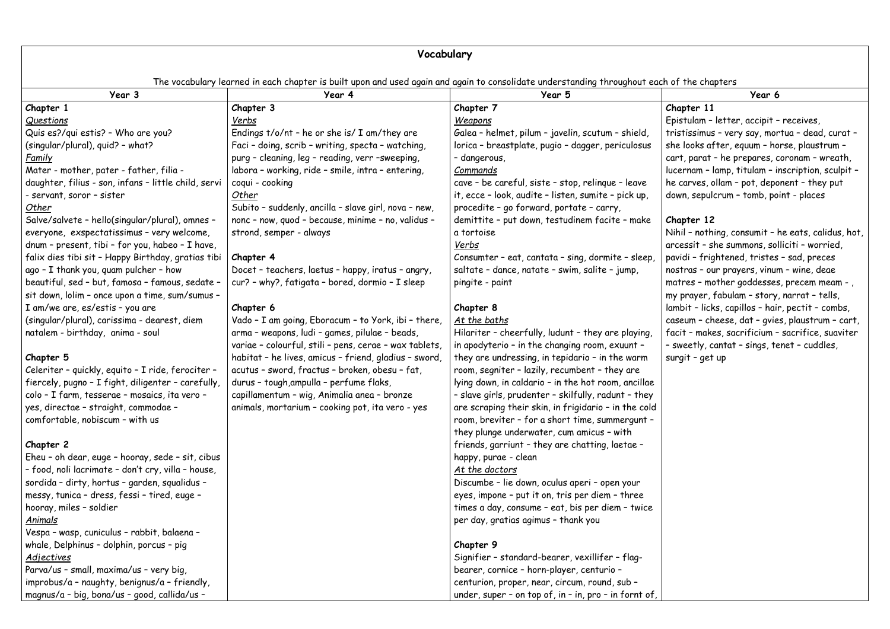# Vocabulary

The vocabulary learned in each chapter is built upon and used again and again to consolidate understanding throughout each of the chapters

| Year 3 | Year 4 | Year 5 | Year 6 |
|---|---|---|---|
| **Chapter 1**<br>*Questions*<br>Quis es?/qui estis? – Who are you? (singular/plural), quid? – what?<br>*Family*<br>Mater - mother, pater - father, filia - daughter, filius - son, infans – little child, servi - servant, soror – sister<br>*Other*<br>Salve/salvete – hello(singular/plural), omnes – everyone, exspectatissimus – very welcome, dnum – present, tibi – for you, habeo – I have, falix dies tibi sit – Happy Birthday, gratias tibi ago – I thank you, quam pulcher – how beautiful, sed – but, famosa – famous, sedate – sit down, lolim – once upon a time, sum/sumus – I am/we are, es/estis – you are (singular/plural), carissima - dearest, diem natalem - birthday, anima - soul<br><br>**Chapter 5**<br>Celeriter – quickly, equito – I ride, ferociter – fiercely, pugno – I fight, diligenter – carefully, colo – I farm, tesserae – mosaics, ita vero – yes, directae – straight, commodae – comfortable, nobiscum – with us<br><br>**Chapter 2**<br>Eheu – oh dear, euge – hooray, sede – sit, cibus – food, noli lacrimate – don't cry, villa – house, sordida – dirty, hortus – garden, squalidus – messy, tunica – dress, fessi – tired, euge – hooray, miles – soldier<br>*Animals*<br>Vespa – wasp, cuniculus – rabbit, balaena – whale, Delphinus – dolphin, porcus – pig<br>*Adjectives*<br>Parva/us – small, maxima/us – very big, improbus/a – naughty, benignus/a – friendly, magnus/a – big, bona/us – good, callida/us – | **Chapter 3**<br>*Verbs*<br>Endings t/o/nt – he or she is/ I am/they are<br>Faci – doing, scrib – writing, specta – watching, purg – cleaning, leg – reading, verr –sweeping, labora – working, ride – smile, intra – entering, coqui - cooking<br>*Other*<br>Subito – suddenly, ancilla – slave girl, nova – new, nonc – now, quod – because, minime – no, validus – strond, semper - always<br><br>**Chapter 4**<br>Docet – teachers, laetus – happy, iratus – angry, cur? – why?, fatigata – bored, dormio – I sleep<br><br>**Chapter 6**<br>Vado – I am going, Eboracum – to York, ibi – there, arma – weapons, ludi – games, pilulae – beads, variae – colourful, stili – pens, cerae – wax tablets, habitat – he lives, amicus – friend, gladius – sword, acutus – sword, fractus – broken, obesu – fat, durus – tough,ampulla – perfume flaks, capillamentum – wig, Animalia anea – bronze animals, mortarium – cooking pot, ita vero - yes | **Chapter 7**<br>*Weapons*<br>Galea – helmet, pilum – javelin, scutum – shield, lorica – breastplate, pugio – dagger, periculosus – dangerous,<br>*Commands*<br>cave – be careful, siste – stop, relinque – leave it, ecce – look, audite – listen, sumite – pick up, procedite – go forward, portate – carry, demittite – put down, testudinem facite – make a tortoise<br>*Verbs*<br>Consumter – eat, cantata – sing, dormite – sleep, saltate – dance, natate – swim, salite – jump, pingite - paint<br><br>**Chapter 8**<br>*At the baths*<br>Hilariter – cheerfully, ludunt – they are playing, in apodyterio – in the changing room, exuunt – they are undressing, in tepidario – in the warm room, segniter – lazily, recumbent – they are lying down, in caldario – in the hot room, ancillae – slave girls, prudenter – skilfully, radunt – they are scraping their skin, in frigidario – in the cold room, breviter – for a short time, summergunt – they plunge underwater, cum amicus – with friends, garriunt – they are chatting, laetae – happy, purae - clean<br>*At the doctors*<br>Discumbe – lie down, oculus aperi – open your eyes, impone – put it on, tris per diem – three times a day, consume – eat, bis per diem – twice per day, gratias agimus – thank you<br><br>**Chapter 9**<br>Signifier – standard-bearer, vexillifer – flag-bearer, cornice – horn-player, centurio – centurion, proper, near, circum, round, sub – under, super – on top of, in – in, pro – in fornt of, | **Chapter 11**<br>Epistulam – letter, accipit – receives, tristissimus – very say, mortua – dead, curat – she looks after, equum – horse, plaustrum – cart, parat – he prepares, coronam – wreath, lucernam – lamp, titulam – inscription, sculpit – he carves, ollam – pot, deponent – they put down, sepulcrum – tomb, point - places<br><br>**Chapter 12**<br>Nihil – nothing, consumit – he eats, calidus, hot, arcessit – she summons, solliciti – worried, pavidi – frightened, tristes – sad, preces nostras – our prayers, vinum – wine, deae matres – mother goddesses, precem meam - , my prayer, fabulam – story, narrat – tells, lambit – licks, capillos – hair, pectit – combs, caseum – cheese, dat – gvies, plaustrum – cart, facit – makes, sacrificium – sacrifice, suaviter – sweetly, cantat – sings, tenet – cuddles, surgit – get up |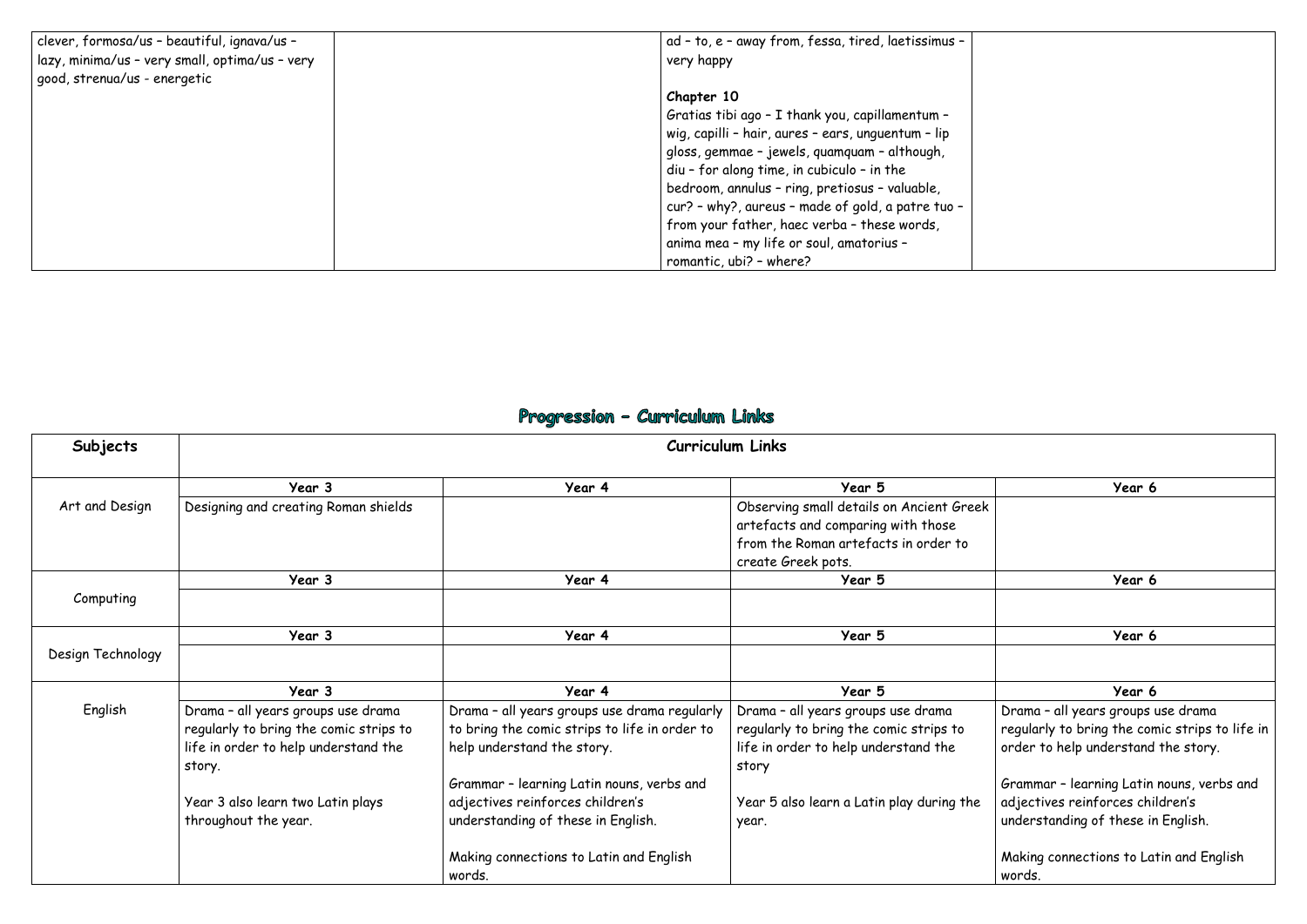| | | | |
|---|---|---|---|
| clever, formosa/us – beautiful, ignava/us – lazy, minima/us – very small, optima/us – very good, strenua/us - energetic | | ad – to, e – away from, fessa, tired, laetissimus – very happy<br><br>**Chapter 10**<br>Gratias tibi ago – I thank you, capillamentum – wig, capilli – hair, aures – ears, unguentum – lip gloss, gemmae – jewels, quamquam – although, diu – for along time, in cubiculo – in the bedroom, annulus – ring, pretiosus – valuable, cur? – why?, aureus – made of gold, a patre tuo – from your father, haec verba – these words, anima mea – my life or soul, amatorius – romantic, ubi? – where? | |

# Progression – Curriculum Links

| Subjects | Curriculum Links | | | |
|---|---|---|---|---|
| | **Year 3** | **Year 4** | **Year 5** | **Year 6** |
| Art and Design | Designing and creating Roman shields | | Observing small details on Ancient Greek artefacts and comparing with those from the Roman artefacts in order to create Greek pots. | |
| | **Year 3** | **Year 4** | **Year 5** | **Year 6** |
| Computing | | | | |
| | **Year 3** | **Year 4** | **Year 5** | **Year 6** |
| Design Technology | | | | |
| | **Year 3** | **Year 4** | **Year 5** | **Year 6** |
| English | Drama – all years groups use drama regularly to bring the comic strips to life in order to help understand the story.<br><br>Year 3 also learn two Latin plays throughout the year. | Drama – all years groups use drama regularly to bring the comic strips to life in order to help understand the story.<br><br>Grammar – learning Latin nouns, verbs and adjectives reinforces children's understanding of these in English.<br><br>Making connections to Latin and English words. | Drama – all years groups use drama regularly to bring the comic strips to life in order to help understand the story<br><br>Year 5 also learn a Latin play during the year. | Drama – all years groups use drama regularly to bring the comic strips to life in order to help understand the story.<br><br>Grammar – learning Latin nouns, verbs and adjectives reinforces children's understanding of these in English.<br><br>Making connections to Latin and English words. |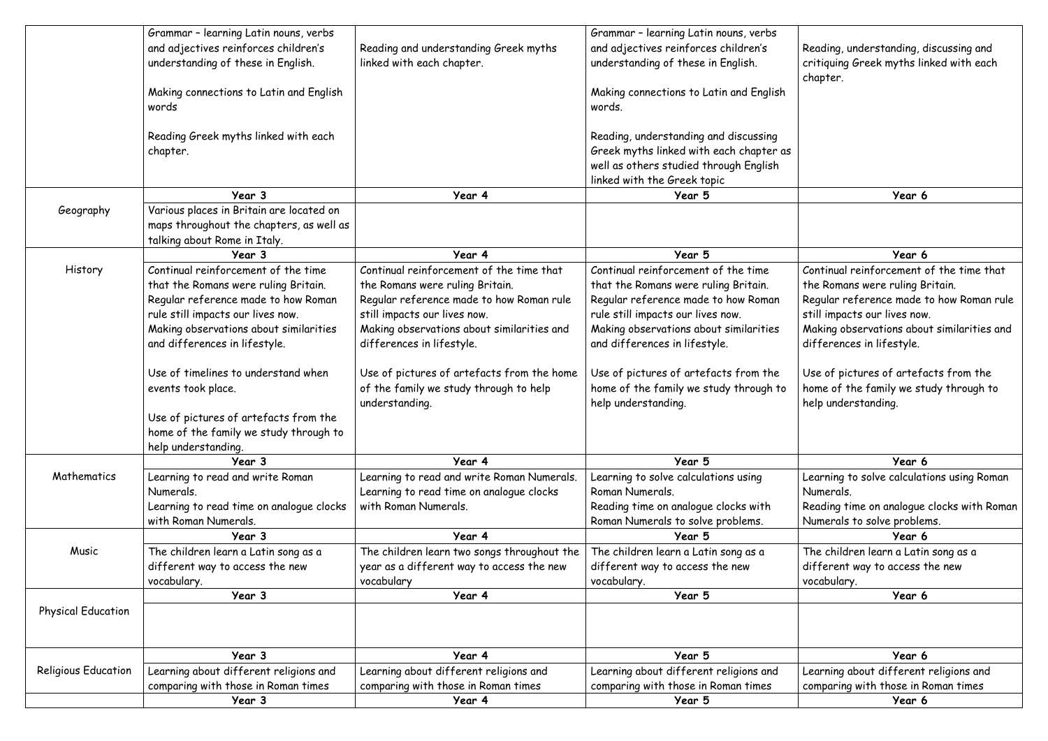| | | | | |
|---|---|---|---|---|
| | Grammar – learning Latin nouns, verbs and adjectives reinforces children's understanding of these in English.<br><br>Making connections to Latin and English words<br><br>Reading Greek myths linked with each chapter. | Reading and understanding Greek myths linked with each chapter. | Grammar – learning Latin nouns, verbs and adjectives reinforces children's understanding of these in English.<br><br>Making connections to Latin and English words.<br><br>Reading, understanding and discussing Greek myths linked with each chapter as well as others studied through English linked with the Greek topic | Reading, understanding, discussing and critiquing Greek myths linked with each chapter. |
| | **Year 3** | **Year 4** | **Year 5** | **Year 6** |
| Geography | Various places in Britain are located on maps throughout the chapters, as well as talking about Rome in Italy. | | | |
| | **Year 3** | **Year 4** | **Year 5** | **Year 6** |
| History | Continual reinforcement of the time that the Romans were ruling Britain.<br>Regular reference made to how Roman rule still impacts our lives now.<br>Making observations about similarities and differences in lifestyle.<br><br>Use of timelines to understand when events took place.<br><br>Use of pictures of artefacts from the home of the family we study through to help understanding. | Continual reinforcement of the time that the Romans were ruling Britain.<br>Regular reference made to how Roman rule still impacts our lives now.<br>Making observations about similarities and differences in lifestyle.<br><br>Use of pictures of artefacts from the home of the family we study through to help understanding. | Continual reinforcement of the time that the Romans were ruling Britain.<br>Regular reference made to how Roman rule still impacts our lives now.<br>Making observations about similarities and differences in lifestyle.<br><br>Use of pictures of artefacts from the home of the family we study through to help understanding. | Continual reinforcement of the time that the Romans were ruling Britain.<br>Regular reference made to how Roman rule still impacts our lives now.<br>Making observations about similarities and differences in lifestyle.<br><br>Use of pictures of artefacts from the home of the family we study through to help understanding. |
| | **Year 3** | **Year 4** | **Year 5** | **Year 6** |
| Mathematics | Learning to read and write Roman Numerals.<br>Learning to read time on analogue clocks with Roman Numerals. | Learning to read and write Roman Numerals.<br>Learning to read time on analogue clocks with Roman Numerals. | Learning to solve calculations using Roman Numerals.<br>Reading time on analogue clocks with Roman Numerals to solve problems. | Learning to solve calculations using Roman Numerals.<br>Reading time on analogue clocks with Roman Numerals to solve problems. |
| | **Year 3** | **Year 4** | **Year 5** | **Year 6** |
| Music | The children learn a Latin song as a different way to access the new vocabulary. | The children learn two songs throughout the year as a different way to access the new vocabulary | The children learn a Latin song as a different way to access the new vocabulary. | The children learn a Latin song as a different way to access the new vocabulary. |
| | **Year 3** | **Year 4** | **Year 5** | **Year 6** |
| Physical Education | | | | |
| | **Year 3** | **Year 4** | **Year 5** | **Year 6** |
| Religious Education | Learning about different religions and comparing with those in Roman times | Learning about different religions and comparing with those in Roman times | Learning about different religions and comparing with those in Roman times | Learning about different religions and comparing with those in Roman times |
| | **Year 3** | **Year 4** | **Year 5** | **Year 6** |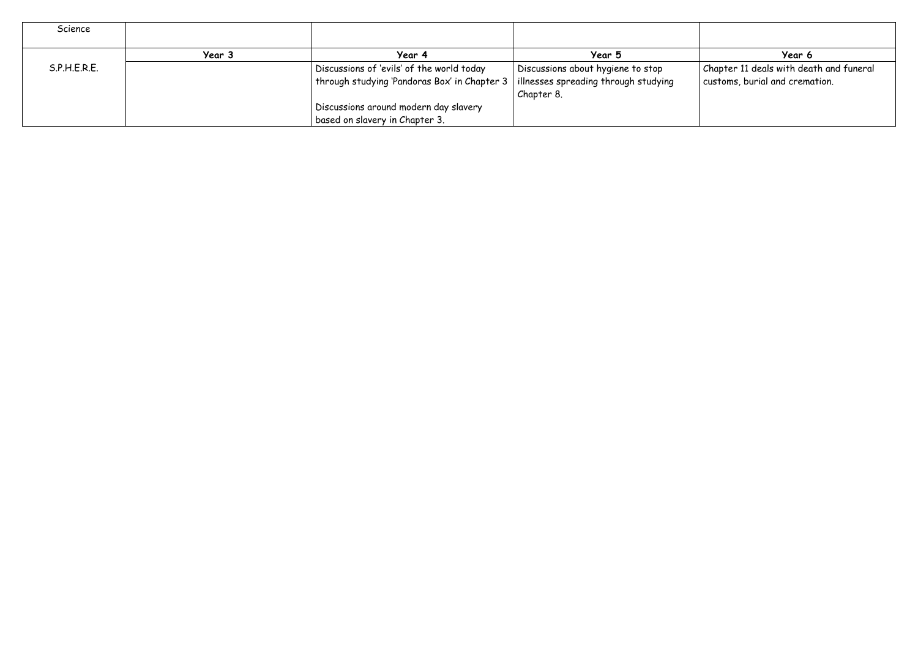| | | | | |
|---|---|---|---|---|
| Science | | | | |
| | **Year 3** | **Year 4** | **Year 5** | **Year 6** |
| S.P.H.E.R.E. | | Discussions of 'evils' of the world today through studying 'Pandoras Box' in Chapter 3<br><br>Discussions around modern day slavery based on slavery in Chapter 3. | Discussions about hygiene to stop illnesses spreading through studying Chapter 8. | Chapter 11 deals with death and funeral customs, burial and cremation. |